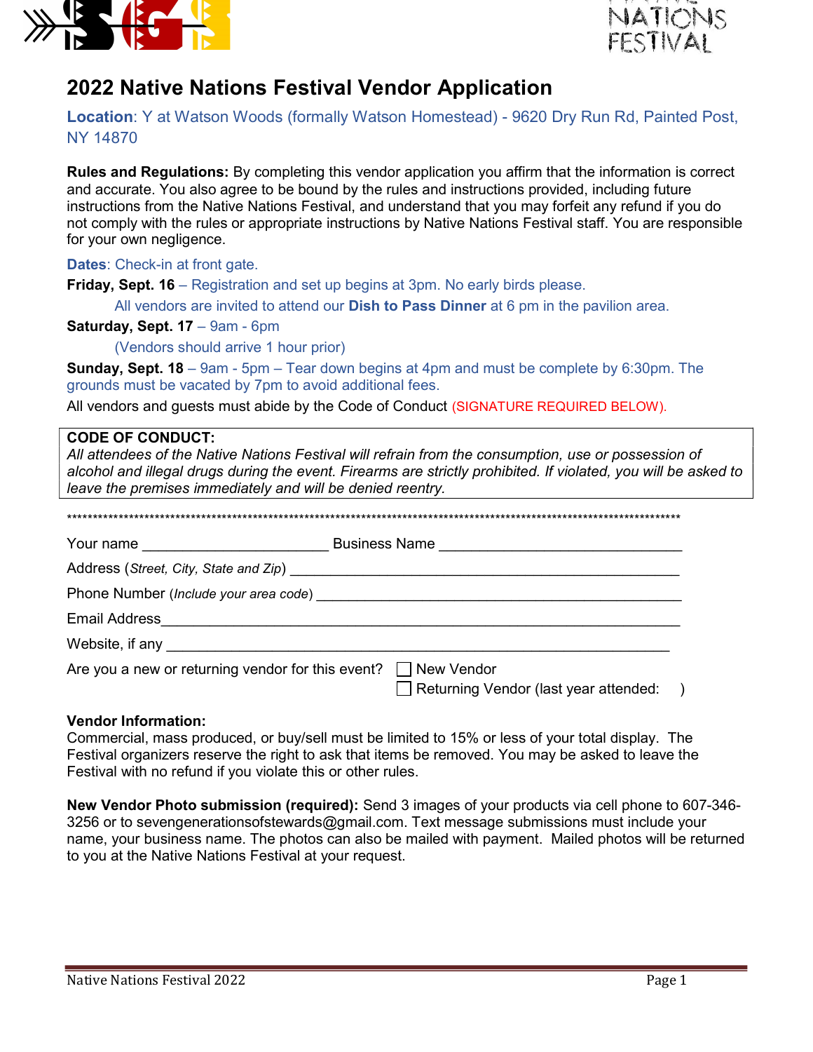# 2022 Native Nations Festival Vendor Application

**Location**: Y at Watson Woods (formally Watson Homestead) - 9620 Dry Run Rd, Painted Post, NY 14870

**Rules and Regulations:** By completing this vendor application you affirm that the information is correct and accurate. You also agree to be bound by the rules and instructions provided, including future instructions from the Native Nations Festival, and understand that you may forfeit any refund if you do not comply with the rules or appropriate instructions by Native Nations Festival staff. You are responsible for your own negligence.

**Dates**: Check-in at front gate.

**Friday, Sept. 16** – Registration and set up begins at 3pm. No early birds please.

All vendors are invited to attend our **Dish to Pass Dinner** at 6 pm in the pavilion area.

**Saturday, Sept. 17** – 9am - 6pm

(Vendors should arrive 1 hour prior)

**Sunday, Sept. 18** – 9am - 5pm – Tear down begins at 4pm and must be complete by 6:30pm. The grounds must be vacated by 7pm to avoid additional fees.

All vendors and guests must abide by the Code of Conduct (SIGNATURE REQUIRED BELOW).

**CODE OF CONDUCT:**
*All attendees of the Native Nations Festival will refrain from the consumption, use or possession of alcohol and illegal drugs during the event. Firearms are strictly prohibited. If violated, you will be asked to leave the premises immediately and will be denied reentry.*

*******************************************************************************************************************

Your name _______________________ Business Name ______________________________

Address (*Street, City, State and Zip*) ________________________________________________

Phone Number (*Include your area code*) ______________________________________________

Email Address________________________________________________________________

Website, if any ______________________________________________________________

Are you a new or returning vendor for this event?
- ☐ New Vendor
- ☐ Returning Vendor (last year attended: )

**Vendor Information:**
Commercial, mass produced, or buy/sell must be limited to 15% or less of your total display. The Festival organizers reserve the right to ask that items be removed. You may be asked to leave the Festival with no refund if you violate this or other rules.

**New Vendor Photo submission (required):** Send 3 images of your products via cell phone to 607-346-3256 or to sevengenerationsofstewards@gmail.com. Text message submissions must include your name, your business name. The photos can also be mailed with payment. Mailed photos will be returned to you at the Native Nations Festival at your request.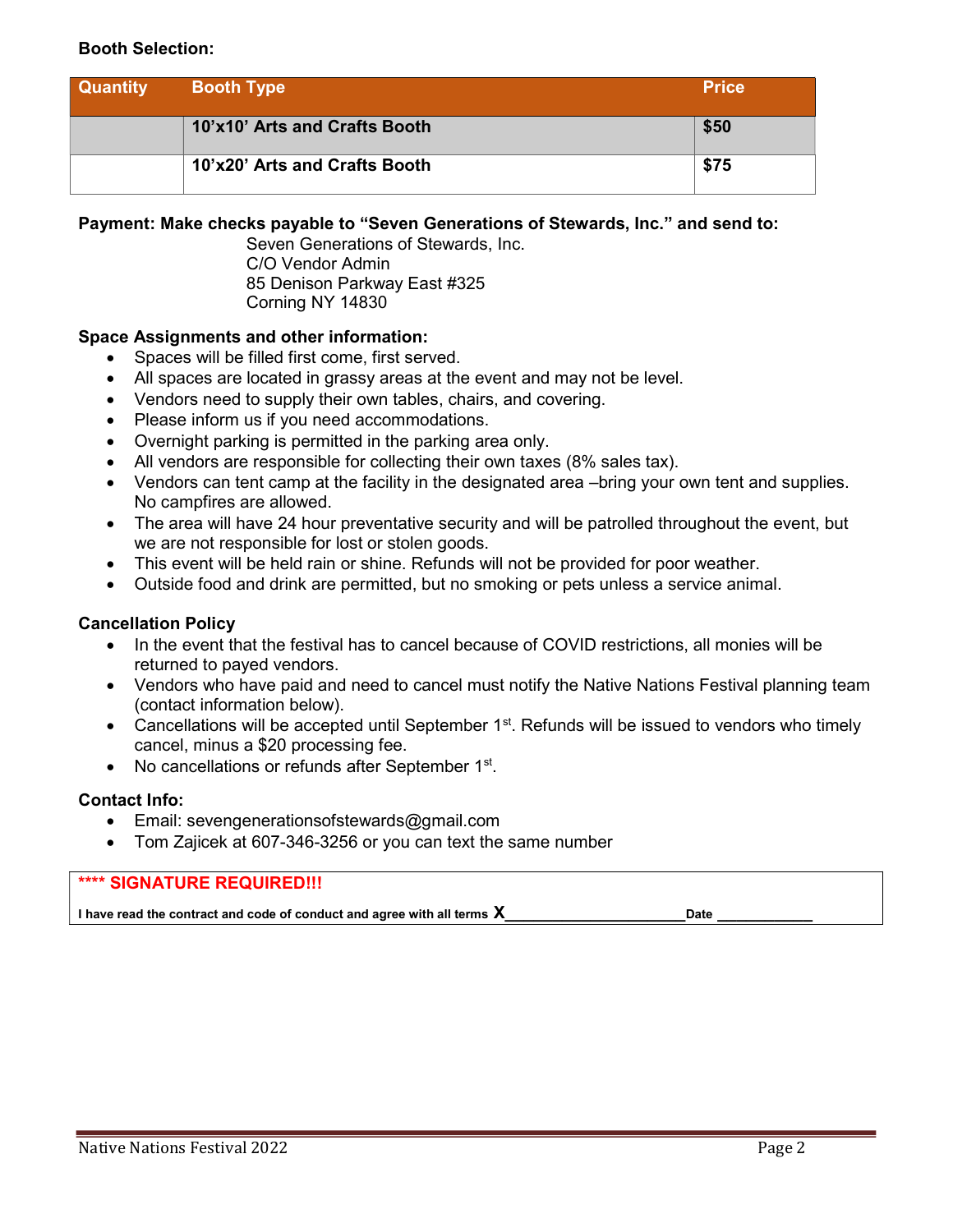**Booth Selection:**

| Quantity | Booth Type | Price |
|---|---|---|
| | **10'x10' Arts and Crafts Booth** | **$50** |
| | **10'x20' Arts and Crafts Booth** | **$75** |

**Payment: Make checks payable to "Seven Generations of Stewards, Inc." and send to:**

Seven Generations of Stewards, Inc.
C/O Vendor Admin
85 Denison Parkway East #325
Corning NY 14830

**Space Assignments and other information:**

- Spaces will be filled first come, first served.
- All spaces are located in grassy areas at the event and may not be level.
- Vendors need to supply their own tables, chairs, and covering.
- Please inform us if you need accommodations.
- Overnight parking is permitted in the parking area only.
- All vendors are responsible for collecting their own taxes (8% sales tax).
- Vendors can tent camp at the facility in the designated area –bring your own tent and supplies. No campfires are allowed.
- The area will have 24 hour preventative security and will be patrolled throughout the event, but we are not responsible for lost or stolen goods.
- This event will be held rain or shine. Refunds will not be provided for poor weather.
- Outside food and drink are permitted, but no smoking or pets unless a service animal.

**Cancellation Policy**

- In the event that the festival has to cancel because of COVID restrictions, all monies will be returned to payed vendors.
- Vendors who have paid and need to cancel must notify the Native Nations Festival planning team (contact information below).
- Cancellations will be accepted until September 1st. Refunds will be issued to vendors who timely cancel, minus a $20 processing fee.
- No cancellations or refunds after September 1st.

**Contact Info:**

- Email: sevengenerationsofstewards@gmail.com
- Tom Zajicek at 607-346-3256 or you can text the same number

**\*\*\*\* SIGNATURE REQUIRED!!!**

**I have read the contract and code of conduct and agree with all terms X**\_\_\_\_\_\_\_\_\_\_\_\_\_\_\_\_\_\_\_\_\_\_ **Date** \_\_\_\_\_\_\_\_\_\_\_\_